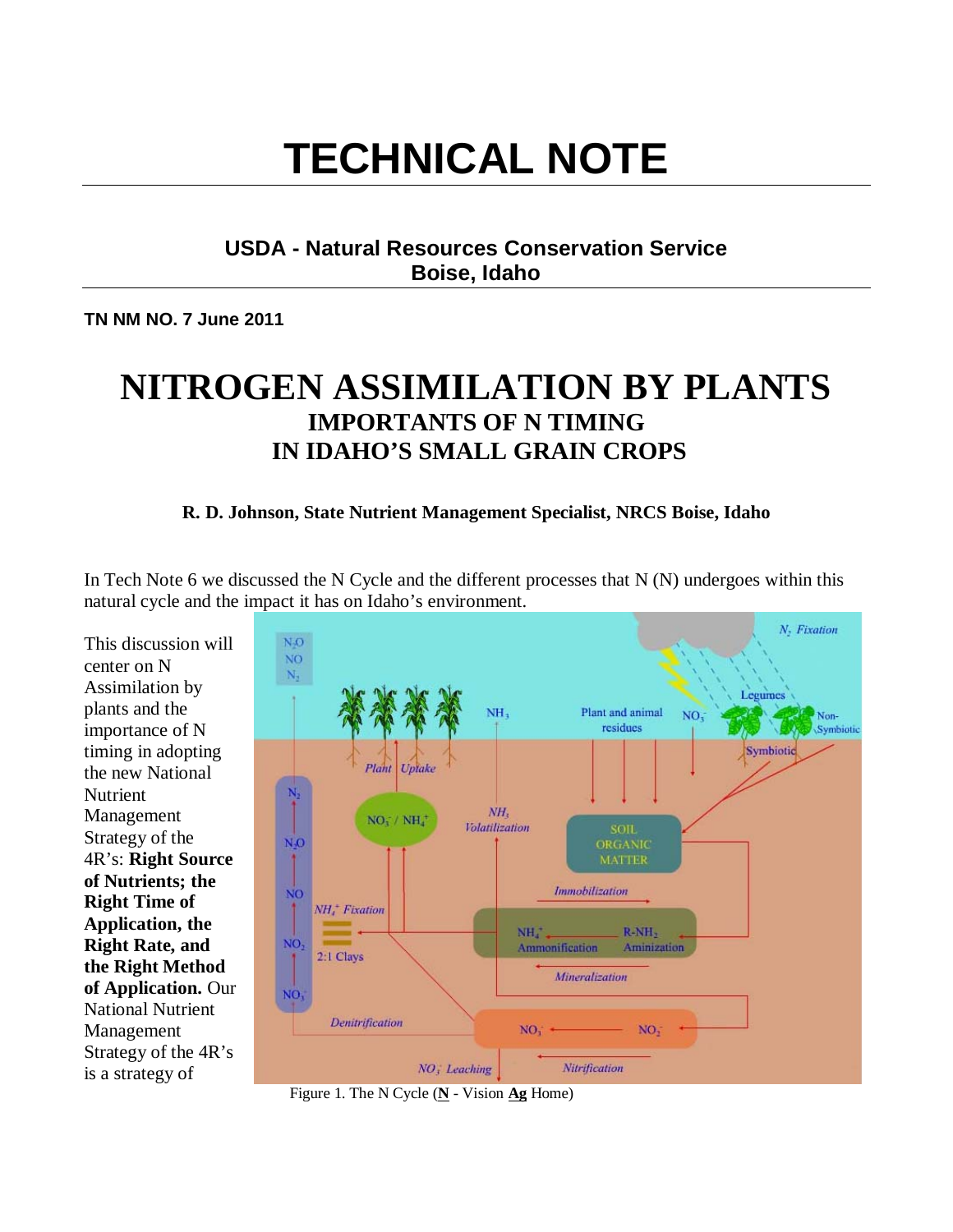# TECHNICAL NOTE

**USDA - Natural Resources Conservation Service**
**Boise, Idaho**

**TN NM NO. 7 June 2011**

# NITROGEN ASSIMILATION BY PLANTS

## IMPORTANTS OF N TIMING IN IDAHO'S SMALL GRAIN CROPS

**R. D. Johnson, State Nutrient Management Specialist, NRCS Boise, Idaho**

In Tech Note 6 we discussed the N Cycle and the different processes that N (N) undergoes within this natural cycle and the impact it has on Idaho's environment.

This discussion will center on N Assimilation by plants and the importance of N timing in adopting the new National Nutrient Management Strategy of the 4R's: **Right Source of Nutrients; the Right Time of Application, the Right Rate, and the Right Method of Application.** Our National Nutrient Management Strategy of the 4R's is a strategy of

Figure 1. The N Cycle (**N** - Vision **Ag** Home)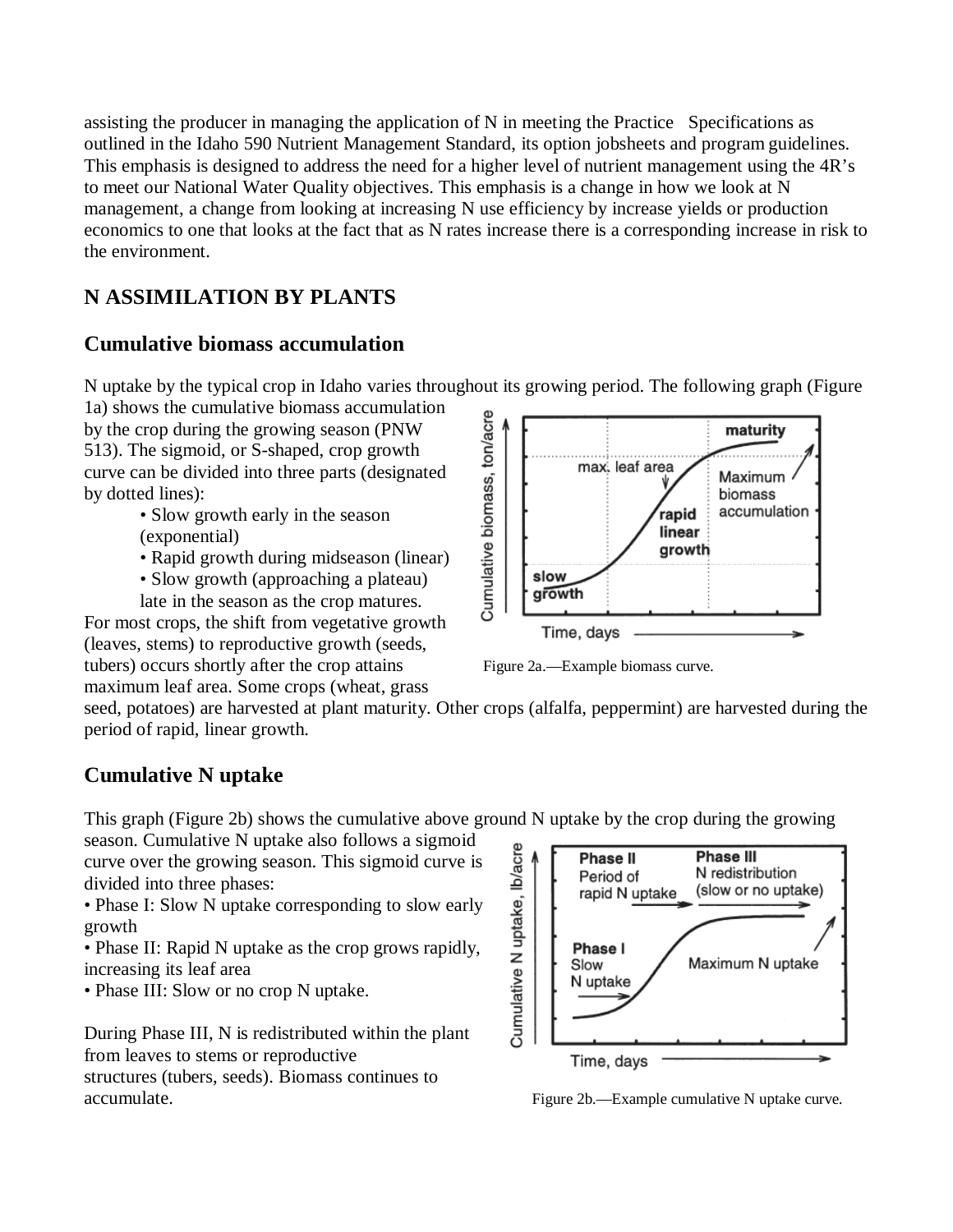assisting the producer in managing the application of N in meeting the Practice Specifications as outlined in the Idaho 590 Nutrient Management Standard, its option jobsheets and program guidelines. This emphasis is designed to address the need for a higher level of nutrient management using the 4R's to meet our National Water Quality objectives. This emphasis is a change in how we look at N management, a change from looking at increasing N use efficiency by increase yields or production economics to one that looks at the fact that as N rates increase there is a corresponding increase in risk to the environment.

## N ASSIMILATION BY PLANTS

### Cumulative biomass accumulation

N uptake by the typical crop in Idaho varies throughout its growing period. The following graph (Figure 1a) shows the cumulative biomass accumulation by the crop during the growing season (PNW 513). The sigmoid, or S-shaped, crop growth curve can be divided into three parts (designated by dotted lines):

- Slow growth early in the season (exponential)
- Rapid growth during midseason (linear)
- Slow growth (approaching a plateau) late in the season as the crop matures.

For most crops, the shift from vegetative growth (leaves, stems) to reproductive growth (seeds, tubers) occurs shortly after the crop attains maximum leaf area. Some crops (wheat, grass seed, potatoes) are harvested at plant maturity. Other crops (alfalfa, peppermint) are harvested during the period of rapid, linear growth.

Figure 2a.—Example biomass curve.

### Cumulative N uptake

This graph (Figure 2b) shows the cumulative above ground N uptake by the crop during the growing season. Cumulative N uptake also follows a sigmoid curve over the growing season. This sigmoid curve is divided into three phases:

- Phase I: Slow N uptake corresponding to slow early growth
- Phase II: Rapid N uptake as the crop grows rapidly, increasing its leaf area
- Phase III: Slow or no crop N uptake.

During Phase III, N is redistributed within the plant from leaves to stems or reproductive structures (tubers, seeds). Biomass continues to accumulate.

Figure 2b.—Example cumulative N uptake curve.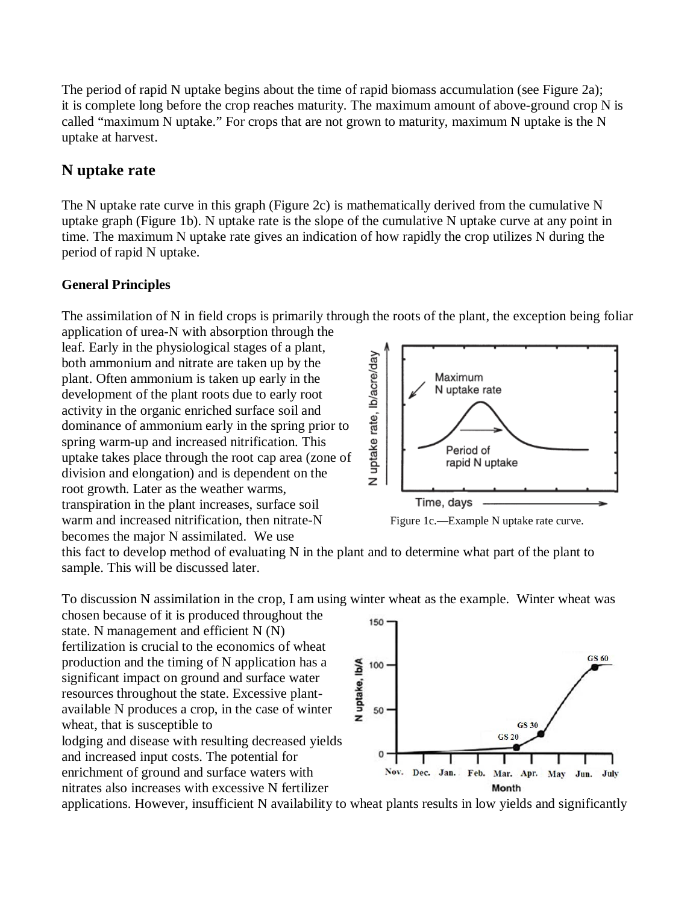The period of rapid N uptake begins about the time of rapid biomass accumulation (see Figure 2a); it is complete long before the crop reaches maturity. The maximum amount of above-ground crop N is called "maximum N uptake." For crops that are not grown to maturity, maximum N uptake is the N uptake at harvest.

## N uptake rate

The N uptake rate curve in this graph (Figure 2c) is mathematically derived from the cumulative N uptake graph (Figure 1b). N uptake rate is the slope of the cumulative N uptake curve at any point in time. The maximum N uptake rate gives an indication of how rapidly the crop utilizes N during the period of rapid N uptake.

### General Principles

The assimilation of N in field crops is primarily through the roots of the plant, the exception being foliar application of urea-N with absorption through the leaf. Early in the physiological stages of a plant, both ammonium and nitrate are taken up by the plant. Often ammonium is taken up early in the development of the plant roots due to early root activity in the organic enriched surface soil and dominance of ammonium early in the spring prior to spring warm-up and increased nitrification. This uptake takes place through the root cap area (zone of division and elongation) and is dependent on the root growth. Later as the weather warms, transpiration in the plant increases, surface soil warm and increased nitrification, then nitrate-N becomes the major N assimilated. We use this fact to develop method of evaluating N in the plant and to determine what part of the plant to sample. This will be discussed later.

Figure 1c.—Example N uptake rate curve.

To discussion N assimilation in the crop, I am using winter wheat as the example. Winter wheat was chosen because of it is produced throughout the state. N management and efficient N (N) fertilization is crucial to the economics of wheat production and the timing of N application has a significant impact on ground and surface water resources throughout the state. Excessive plant-available N produces a crop, in the case of winter wheat, that is susceptible to lodging and disease with resulting decreased yields and increased input costs. The potential for enrichment of ground and surface waters with nitrates also increases with excessive N fertilizer applications. However, insufficient N availability to wheat plants results in low yields and significantly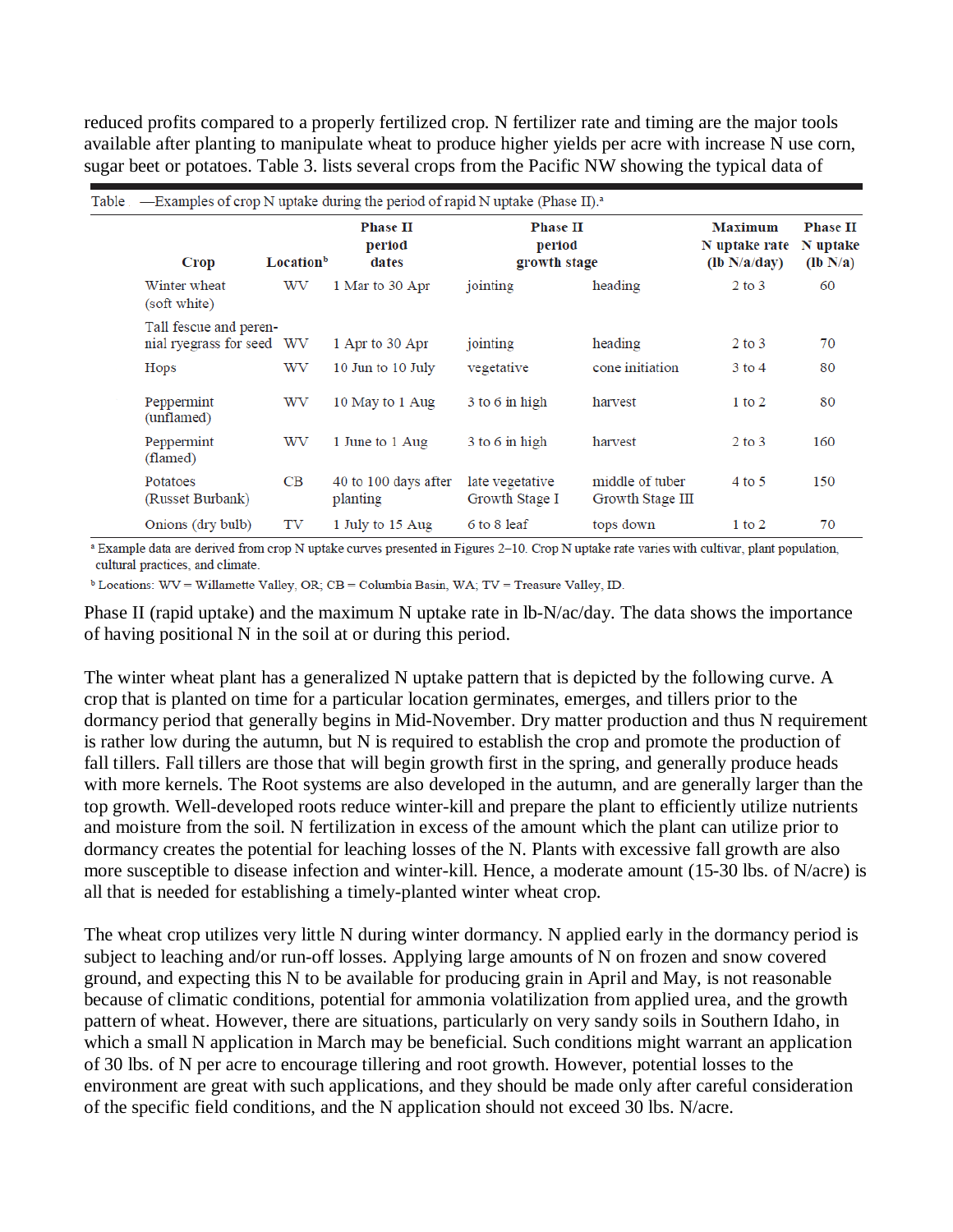reduced profits compared to a properly fertilized crop. N fertilizer rate and timing are the major tools available after planting to manipulate wheat to produce higher yields per acre with increase N use corn, sugar beet or potatoes. Table 3. lists several crops from the Pacific NW showing the typical data of

Table —Examples of crop N uptake during the period of rapid N uptake (Phase II).[a]

| Crop | Location[b] | Phase II period dates | Phase II period growth stage | | Maximum N uptake rate (lb N/a/day) | Phase II N uptake (lb N/a) |
|---|---|---|---|---|---|---|
| Winter wheat (soft white) | WV | 1 Mar to 30 Apr | jointing | heading | 2 to 3 | 60 |
| Tall fescue and perennial ryegrass for seed | WV | 1 Apr to 30 Apr | jointing | heading | 2 to 3 | 70 |
| Hops | WV | 10 Jun to 10 July | vegetative | cone initiation | 3 to 4 | 80 |
| Peppermint (unflamed) | WV | 10 May to 1 Aug | 3 to 6 in high | harvest | 1 to 2 | 80 |
| Peppermint (flamed) | WV | 1 June to 1 Aug | 3 to 6 in high | harvest | 2 to 3 | 160 |
| Potatoes (Russet Burbank) | CB | 40 to 100 days after planting | late vegetative Growth Stage I | middle of tuber Growth Stage III | 4 to 5 | 150 |
| Onions (dry bulb) | TV | 1 July to 15 Aug | 6 to 8 leaf | tops down | 1 to 2 | 70 |

[a] Example data are derived from crop N uptake curves presented in Figures 2–10. Crop N uptake rate varies with cultivar, plant population, cultural practices, and climate.

[b] Locations: WV = Willamette Valley, OR; CB = Columbia Basin, WA; TV = Treasure Valley, ID.

Phase II (rapid uptake) and the maximum N uptake rate in lb-N/ac/day. The data shows the importance of having positional N in the soil at or during this period.

The winter wheat plant has a generalized N uptake pattern that is depicted by the following curve. A crop that is planted on time for a particular location germinates, emerges, and tillers prior to the dormancy period that generally begins in Mid-November. Dry matter production and thus N requirement is rather low during the autumn, but N is required to establish the crop and promote the production of fall tillers. Fall tillers are those that will begin growth first in the spring, and generally produce heads with more kernels. The Root systems are also developed in the autumn, and are generally larger than the top growth. Well-developed roots reduce winter-kill and prepare the plant to efficiently utilize nutrients and moisture from the soil. N fertilization in excess of the amount which the plant can utilize prior to dormancy creates the potential for leaching losses of the N. Plants with excessive fall growth are also more susceptible to disease infection and winter-kill. Hence, a moderate amount (15-30 lbs. of N/acre) is all that is needed for establishing a timely-planted winter wheat crop.

The wheat crop utilizes very little N during winter dormancy. N applied early in the dormancy period is subject to leaching and/or run-off losses. Applying large amounts of N on frozen and snow covered ground, and expecting this N to be available for producing grain in April and May, is not reasonable because of climatic conditions, potential for ammonia volatilization from applied urea, and the growth pattern of wheat. However, there are situations, particularly on very sandy soils in Southern Idaho, in which a small N application in March may be beneficial. Such conditions might warrant an application of 30 lbs. of N per acre to encourage tillering and root growth. However, potential losses to the environment are great with such applications, and they should be made only after careful consideration of the specific field conditions, and the N application should not exceed 30 lbs. N/acre.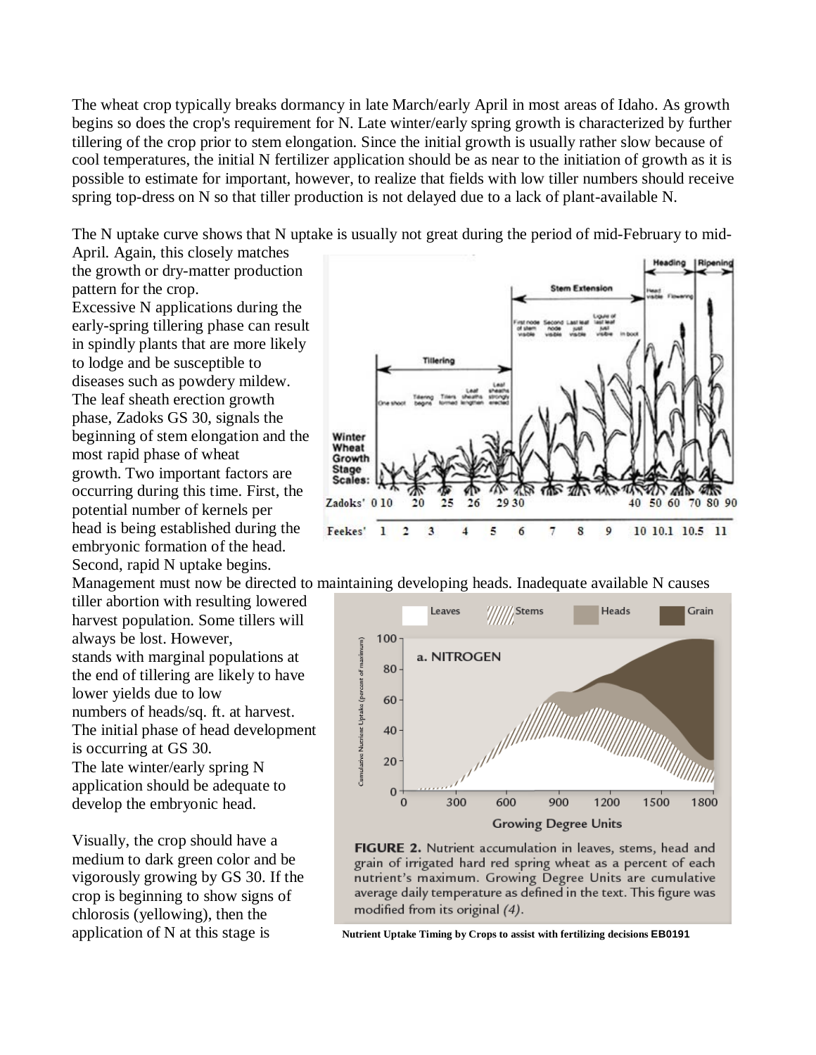The wheat crop typically breaks dormancy in late March/early April in most areas of Idaho. As growth begins so does the crop's requirement for N. Late winter/early spring growth is characterized by further tillering of the crop prior to stem elongation. Since the initial growth is usually rather slow because of cool temperatures, the initial N fertilizer application should be as near to the initiation of growth as it is possible to estimate for important, however, to realize that fields with low tiller numbers should receive spring top-dress on N so that tiller production is not delayed due to a lack of plant-available N.

The N uptake curve shows that N uptake is usually not great during the period of mid-February to mid-April. Again, this closely matches the growth or dry-matter production pattern for the crop.
Excessive N applications during the early-spring tillering phase can result in spindly plants that are more likely to lodge and be susceptible to diseases such as powdery mildew. The leaf sheath erection growth phase, Zadoks GS 30, signals the beginning of stem elongation and the most rapid phase of wheat growth. Two important factors are occurring during this time. First, the potential number of kernels per head is being established during the embryonic formation of the head. Second, rapid N uptake begins.
Management must now be directed to maintaining developing heads. Inadequate available N causes tiller abortion with resulting lowered harvest population. Some tillers will always be lost. However, stands with marginal populations at the end of tillering are likely to have lower yields due to low numbers of heads/sq. ft. at harvest. The initial phase of head development is occurring at GS 30.
The late winter/early spring N application should be adequate to develop the embryonic head.

Visually, the crop should have a medium to dark green color and be vigorously growing by GS 30. If the crop is beginning to show signs of chlorosis (yellowing), then the application of N at this stage is

**FIGURE 2.** Nutrient accumulation in leaves, stems, head and grain of irrigated hard red spring wheat as a percent of each nutrient's maximum. Growing Degree Units are cumulative average daily temperature as defined in the text. This figure was modified from its original *(4)*.

**Nutrient Uptake Timing by Crops to assist with fertilizing decisions EB0191**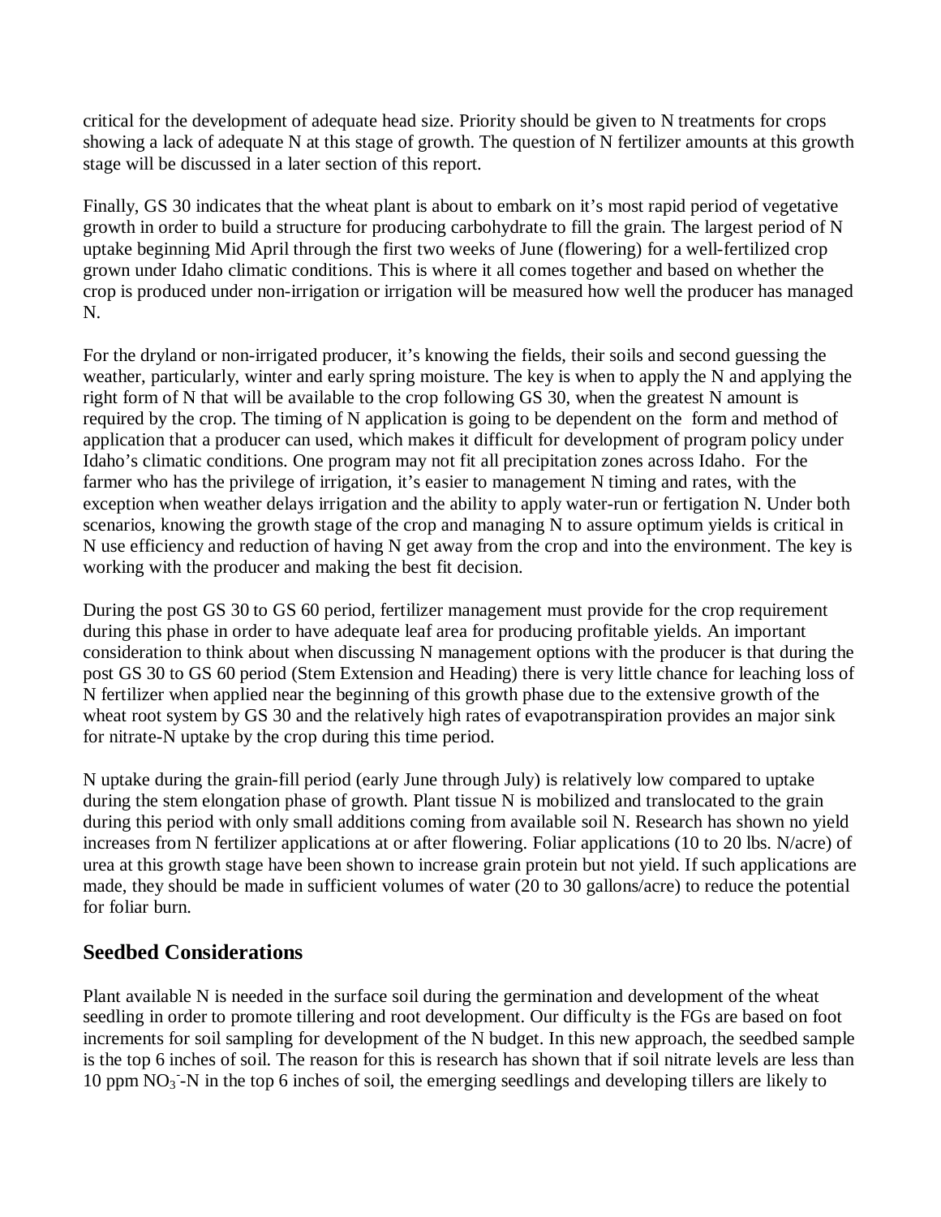critical for the development of adequate head size. Priority should be given to N treatments for crops showing a lack of adequate N at this stage of growth. The question of N fertilizer amounts at this growth stage will be discussed in a later section of this report.

Finally, GS 30 indicates that the wheat plant is about to embark on it's most rapid period of vegetative growth in order to build a structure for producing carbohydrate to fill the grain. The largest period of N uptake beginning Mid April through the first two weeks of June (flowering) for a well-fertilized crop grown under Idaho climatic conditions. This is where it all comes together and based on whether the crop is produced under non-irrigation or irrigation will be measured how well the producer has managed N.

For the dryland or non-irrigated producer, it's knowing the fields, their soils and second guessing the weather, particularly, winter and early spring moisture. The key is when to apply the N and applying the right form of N that will be available to the crop following GS 30, when the greatest N amount is required by the crop. The timing of N application is going to be dependent on the form and method of application that a producer can used, which makes it difficult for development of program policy under Idaho's climatic conditions. One program may not fit all precipitation zones across Idaho. For the farmer who has the privilege of irrigation, it's easier to management N timing and rates, with the exception when weather delays irrigation and the ability to apply water-run or fertigation N. Under both scenarios, knowing the growth stage of the crop and managing N to assure optimum yields is critical in N use efficiency and reduction of having N get away from the crop and into the environment. The key is working with the producer and making the best fit decision.

During the post GS 30 to GS 60 period, fertilizer management must provide for the crop requirement during this phase in order to have adequate leaf area for producing profitable yields. An important consideration to think about when discussing N management options with the producer is that during the post GS 30 to GS 60 period (Stem Extension and Heading) there is very little chance for leaching loss of N fertilizer when applied near the beginning of this growth phase due to the extensive growth of the wheat root system by GS 30 and the relatively high rates of evapotranspiration provides an major sink for nitrate-N uptake by the crop during this time period.

N uptake during the grain-fill period (early June through July) is relatively low compared to uptake during the stem elongation phase of growth. Plant tissue N is mobilized and translocated to the grain during this period with only small additions coming from available soil N. Research has shown no yield increases from N fertilizer applications at or after flowering. Foliar applications (10 to 20 lbs. N/acre) of urea at this growth stage have been shown to increase grain protein but not yield. If such applications are made, they should be made in sufficient volumes of water (20 to 30 gallons/acre) to reduce the potential for foliar burn.

## Seedbed Considerations

Plant available N is needed in the surface soil during the germination and development of the wheat seedling in order to promote tillering and root development. Our difficulty is the FGs are based on foot increments for soil sampling for development of the N budget. In this new approach, the seedbed sample is the top 6 inches of soil. The reason for this is research has shown that if soil nitrate levels are less than 10 ppm $NO_3^-$-N in the top 6 inches of soil, the emerging seedlings and developing tillers are likely to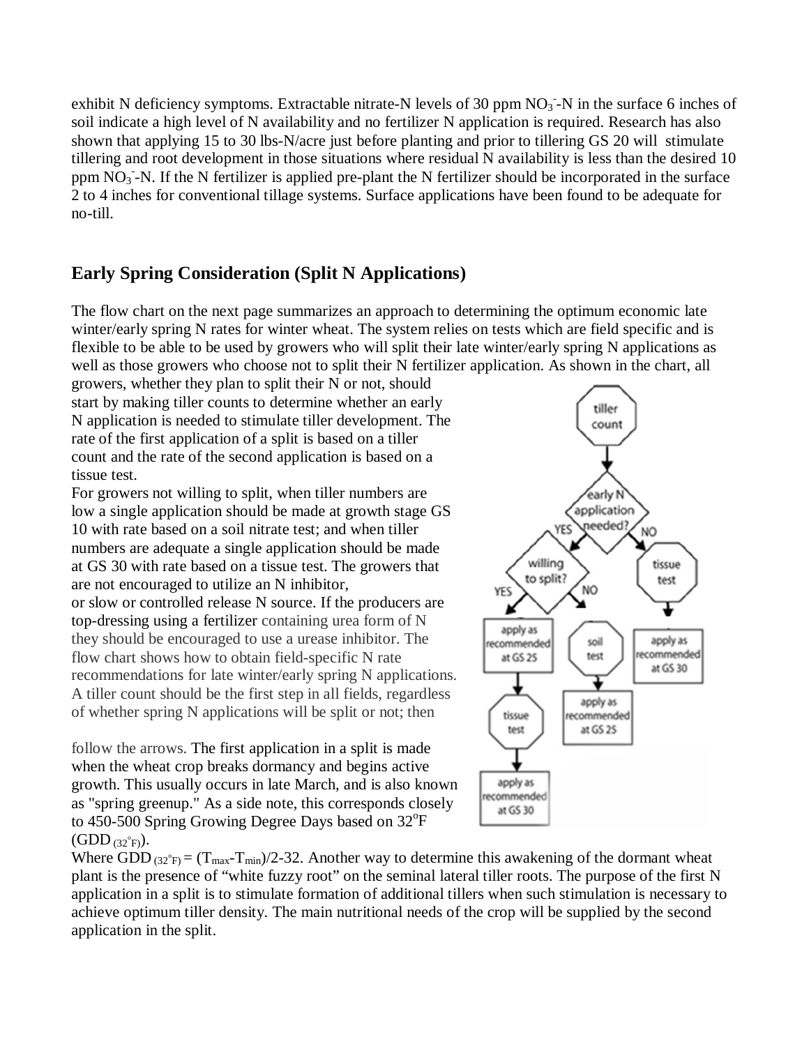exhibit N deficiency symptoms. Extractable nitrate-N levels of 30 ppm $NO_3^-$-N in the surface 6 inches of soil indicate a high level of N availability and no fertilizer N application is required. Research has also shown that applying 15 to 30 lbs-N/acre just before planting and prior to tillering GS 20 will stimulate tillering and root development in those situations where residual N availability is less than the desired 10 ppm $NO_3^-$-N. If the N fertilizer is applied pre-plant the N fertilizer should be incorporated in the surface 2 to 4 inches for conventional tillage systems. Surface applications have been found to be adequate for no-till.

## Early Spring Consideration (Split N Applications)

The flow chart on the next page summarizes an approach to determining the optimum economic late winter/early spring N rates for winter wheat. The system relies on tests which are field specific and is flexible to be able to be used by growers who will split their late winter/early spring N applications as well as those growers who choose not to split their N fertilizer application. As shown in the chart, all growers, whether they plan to split their N or not, should start by making tiller counts to determine whether an early N application is needed to stimulate tiller development. The rate of the first application of a split is based on a tiller count and the rate of the second application is based on a tissue test.

For growers not willing to split, when tiller numbers are low a single application should be made at growth stage GS 10 with rate based on a soil nitrate test; and when tiller numbers are adequate a single application should be made at GS 30 with rate based on a tissue test. The growers that are not encouraged to utilize an N inhibitor, or slow or controlled release N source. If the producers are top-dressing using a fertilizer containing urea form of N they should be encouraged to use a urease inhibitor. The flow chart shows how to obtain field-specific N rate recommendations for late winter/early spring N applications. A tiller count should be the first step in all fields, regardless of whether spring N applications will be split or not; then follow the arrows. The first application in a split is made when the wheat crop breaks dormancy and begins active growth. This usually occurs in late March, and is also known as "spring greenup." As a side note, this corresponds closely to 450-500 Spring Growing Degree Days based on 32°F ($GDD_{(32°F)}$).

Where $GDD_{(32°F)} = (T_{max}-T_{min})/2-32$. Another way to determine this awakening of the dormant wheat plant is the presence of "white fuzzy root" on the seminal lateral tiller roots. The purpose of the first N application in a split is to stimulate formation of additional tillers when such stimulation is necessary to achieve optimum tiller density. The main nutritional needs of the crop will be supplied by the second application in the split.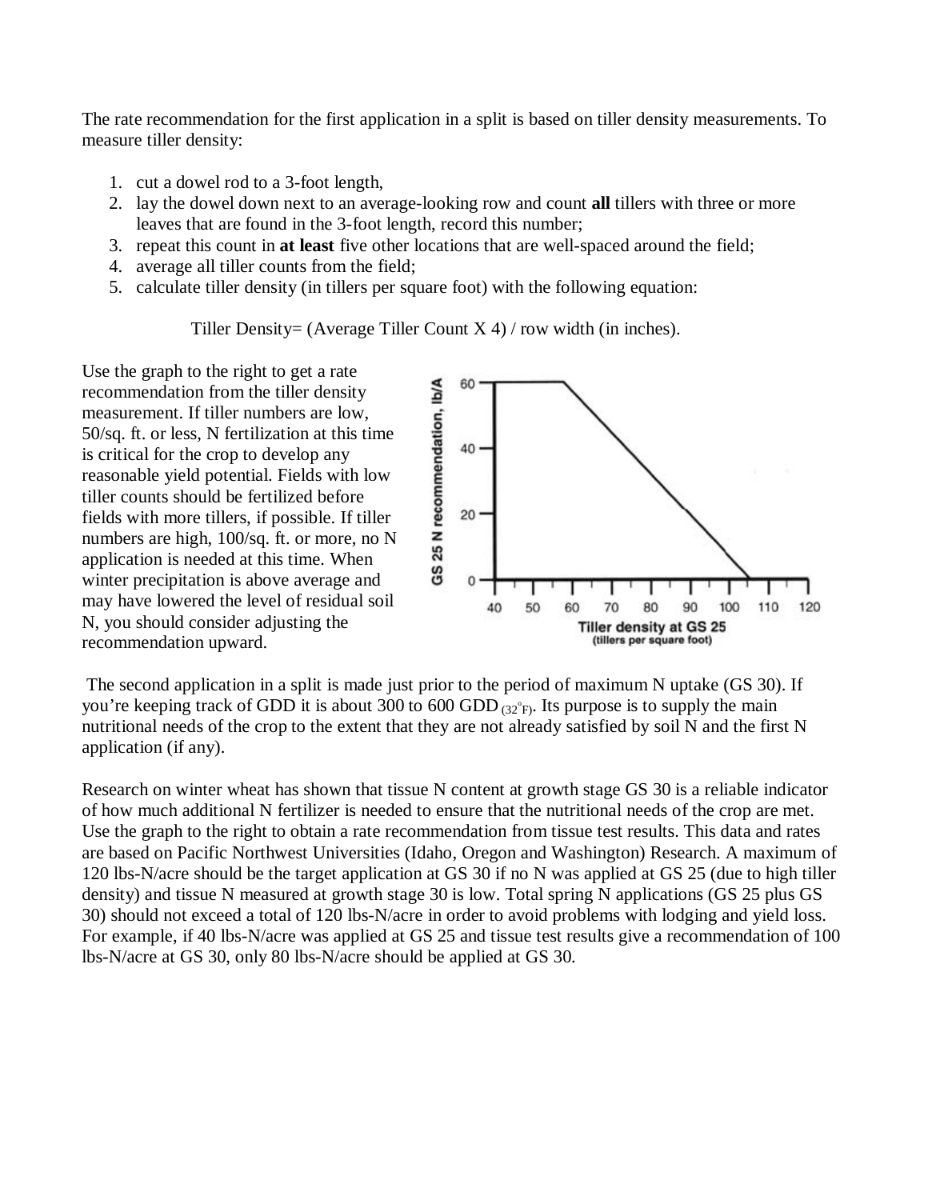The rate recommendation for the first application in a split is based on tiller density measurements. To measure tiller density:

1. cut a dowel rod to a 3-foot length,
2. lay the dowel down next to an average-looking row and count **all** tillers with three or more leaves that are found in the 3-foot length, record this number;
3. repeat this count in **at least** five other locations that are well-spaced around the field;
4. average all tiller counts from the field;
5. calculate tiller density (in tillers per square foot) with the following equation:

Tiller Density= (Average Tiller Count X 4) / row width (in inches).

Use the graph to the right to get a rate recommendation from the tiller density measurement. If tiller numbers are low, 50/sq. ft. or less, N fertilization at this time is critical for the crop to develop any reasonable yield potential. Fields with low tiller counts should be fertilized before fields with more tillers, if possible. If tiller numbers are high, 100/sq. ft. or more, no N application is needed at this time. When winter precipitation is above average and may have lowered the level of residual soil N, you should consider adjusting the recommendation upward.

The second application in a split is made just prior to the period of maximum N uptake (GS 30). If you're keeping track of GDD it is about 300 to 600 $GDD_{(32°F)}$. Its purpose is to supply the main nutritional needs of the crop to the extent that they are not already satisfied by soil N and the first N application (if any).

Research on winter wheat has shown that tissue N content at growth stage GS 30 is a reliable indicator of how much additional N fertilizer is needed to ensure that the nutritional needs of the crop are met. Use the graph to the right to obtain a rate recommendation from tissue test results. This data and rates are based on Pacific Northwest Universities (Idaho, Oregon and Washington) Research. A maximum of 120 lbs-N/acre should be the target application at GS 30 if no N was applied at GS 25 (due to high tiller density) and tissue N measured at growth stage 30 is low. Total spring N applications (GS 25 plus GS 30) should not exceed a total of 120 lbs-N/acre in order to avoid problems with lodging and yield loss. For example, if 40 lbs-N/acre was applied at GS 25 and tissue test results give a recommendation of 100 lbs-N/acre at GS 30, only 80 lbs-N/acre should be applied at GS 30.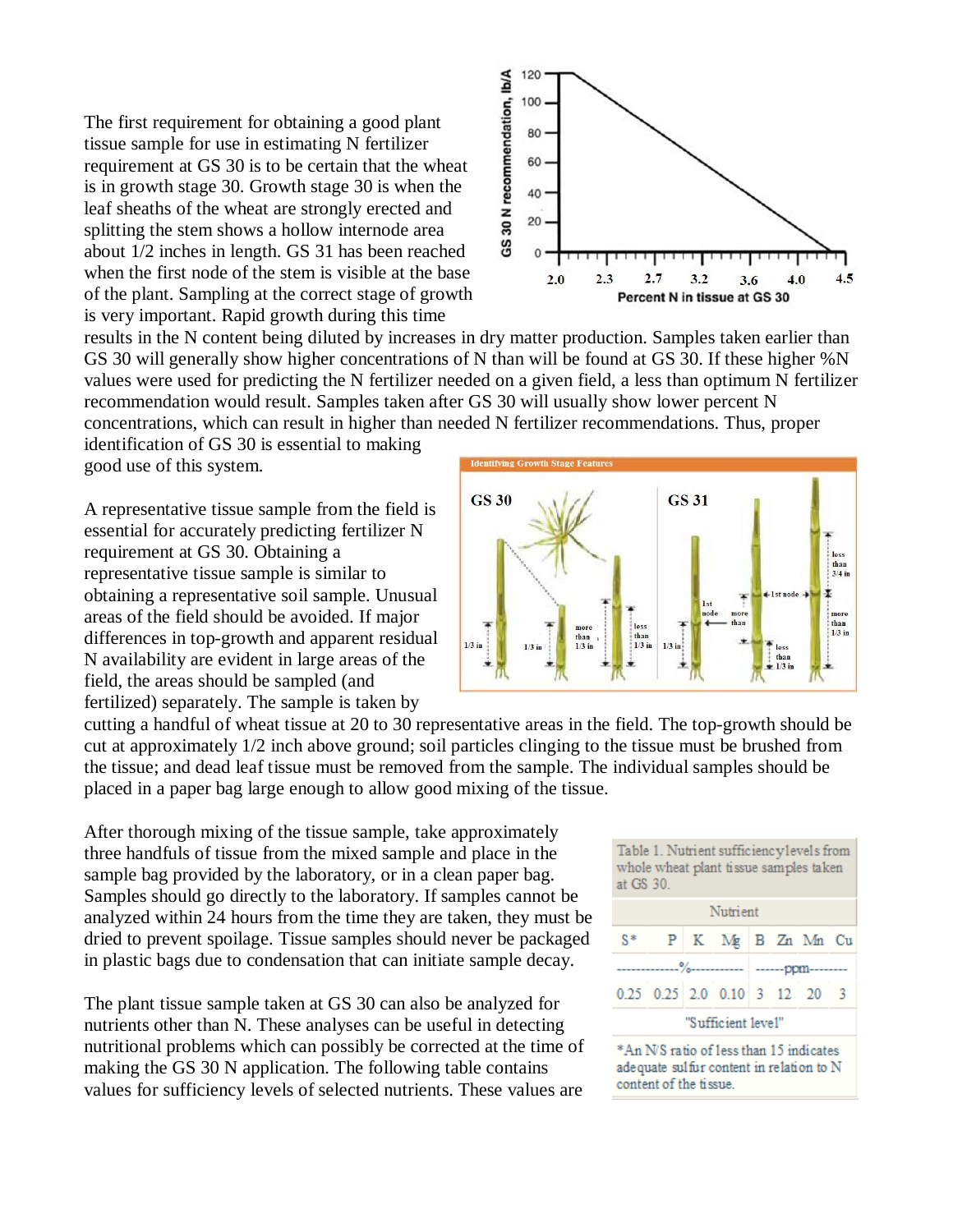The first requirement for obtaining a good plant tissue sample for use in estimating N fertilizer requirement at GS 30 is to be certain that the wheat is in growth stage 30. Growth stage 30 is when the leaf sheaths of the wheat are strongly erected and splitting the stem shows a hollow internode area about 1/2 inches in length. GS 31 has been reached when the first node of the stem is visible at the base of the plant. Sampling at the correct stage of growth is very important. Rapid growth during this time results in the N content being diluted by increases in dry matter production. Samples taken earlier than GS 30 will generally show higher concentrations of N than will be found at GS 30. If these higher %N values were used for predicting the N fertilizer needed on a given field, a less than optimum N fertilizer recommendation would result. Samples taken after GS 30 will usually show lower percent N concentrations, which can result in higher than needed N fertilizer recommendations. Thus, proper identification of GS 30 is essential to making good use of this system.

A representative tissue sample from the field is essential for accurately predicting fertilizer N requirement at GS 30. Obtaining a representative tissue sample is similar to obtaining a representative soil sample. Unusual areas of the field should be avoided. If major differences in top-growth and apparent residual N availability are evident in large areas of the field, the areas should be sampled (and fertilized) separately. The sample is taken by cutting a handful of wheat tissue at 20 to 30 representative areas in the field. The top-growth should be cut at approximately 1/2 inch above ground; soil particles clinging to the tissue must be brushed from the tissue; and dead leaf tissue must be removed from the sample. The individual samples should be placed in a paper bag large enough to allow good mixing of the tissue.

After thorough mixing of the tissue sample, take approximately three handfuls of tissue from the mixed sample and place in the sample bag provided by the laboratory, or in a clean paper bag. Samples should go directly to the laboratory. If samples cannot be analyzed within 24 hours from the time they are taken, they must be dried to prevent spoilage. Tissue samples should never be packaged in plastic bags due to condensation that can initiate sample decay.

The plant tissue sample taken at GS 30 can also be analyzed for nutrients other than N. These analyses can be useful in detecting nutritional problems which can possibly be corrected at the time of making the GS 30 N application. The following table contains values for sufficiency levels of selected nutrients. These values are

Table 1. Nutrient sufficiency levels from whole wheat plant tissue samples taken at GS 30.

| S* | P | K | Mg | B | Zn | Mn | Cu |
|---|---|---|---|---|---|---|---|
| % | | | | ppm | | | |
| 0.25 | 0.25 | 2.0 | 0.10 | 3 | 12 | 20 | 3 |
| "Sufficient level" | | | | | | | |

*An N/S ratio of less than 15 indicates adequate sulfur content in relation to N content of the tissue.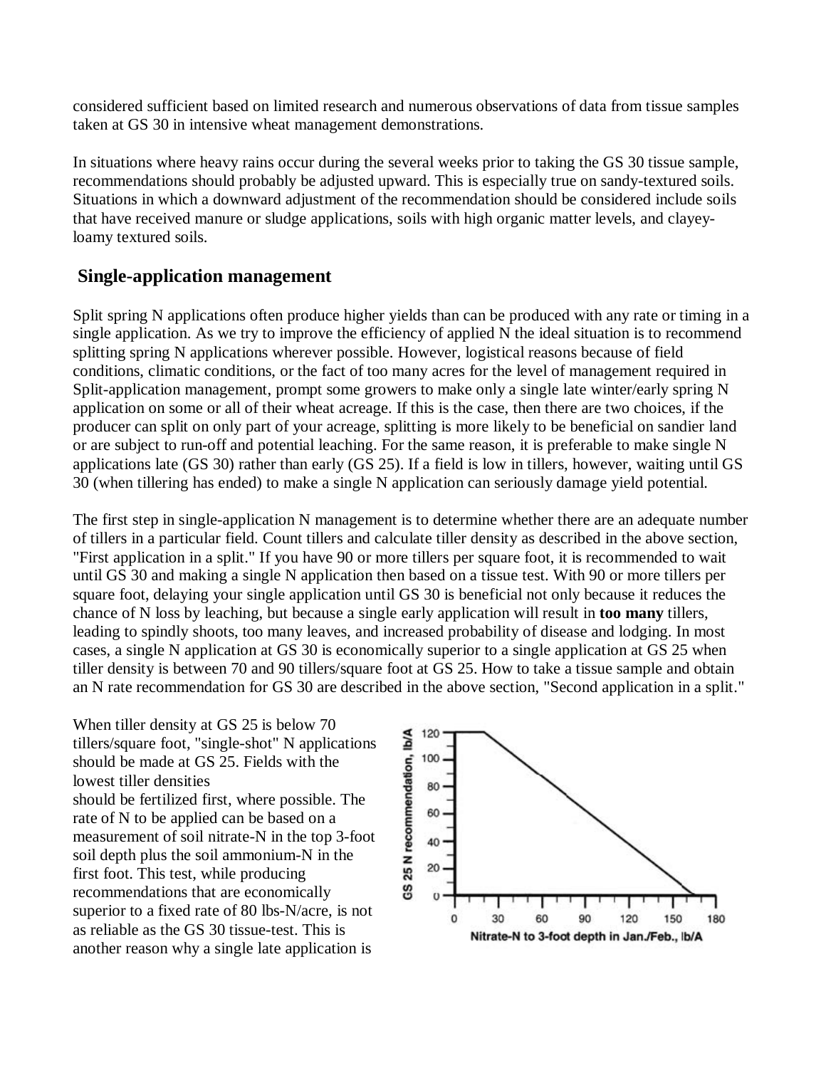considered sufficient based on limited research and numerous observations of data from tissue samples taken at GS 30 in intensive wheat management demonstrations.

In situations where heavy rains occur during the several weeks prior to taking the GS 30 tissue sample, recommendations should probably be adjusted upward. This is especially true on sandy-textured soils. Situations in which a downward adjustment of the recommendation should be considered include soils that have received manure or sludge applications, soils with high organic matter levels, and clayey-loamy textured soils.

## Single-application management

Split spring N applications often produce higher yields than can be produced with any rate or timing in a single application. As we try to improve the efficiency of applied N the ideal situation is to recommend splitting spring N applications wherever possible. However, logistical reasons because of field conditions, climatic conditions, or the fact of too many acres for the level of management required in Split-application management, prompt some growers to make only a single late winter/early spring N application on some or all of their wheat acreage. If this is the case, then there are two choices, if the producer can split on only part of your acreage, splitting is more likely to be beneficial on sandier land or are subject to run-off and potential leaching. For the same reason, it is preferable to make single N applications late (GS 30) rather than early (GS 25). If a field is low in tillers, however, waiting until GS 30 (when tillering has ended) to make a single N application can seriously damage yield potential.

The first step in single-application N management is to determine whether there are an adequate number of tillers in a particular field. Count tillers and calculate tiller density as described in the above section, "First application in a split." If you have 90 or more tillers per square foot, it is recommended to wait until GS 30 and making a single N application then based on a tissue test. With 90 or more tillers per square foot, delaying your single application until GS 30 is beneficial not only because it reduces the chance of N loss by leaching, but because a single early application will result in **too many** tillers, leading to spindly shoots, too many leaves, and increased probability of disease and lodging. In most cases, a single N application at GS 30 is economically superior to a single application at GS 25 when tiller density is between 70 and 90 tillers/square foot at GS 25. How to take a tissue sample and obtain an N rate recommendation for GS 30 are described in the above section, "Second application in a split."

When tiller density at GS 25 is below 70 tillers/square foot, "single-shot" N applications should be made at GS 25. Fields with the lowest tiller densities should be fertilized first, where possible. The rate of N to be applied can be based on a measurement of soil nitrate-N in the top 3-foot soil depth plus the soil ammonium-N in the first foot. This test, while producing recommendations that are economically superior to a fixed rate of 80 lbs-N/acre, is not as reliable as the GS 30 tissue-test. This is another reason why a single late application is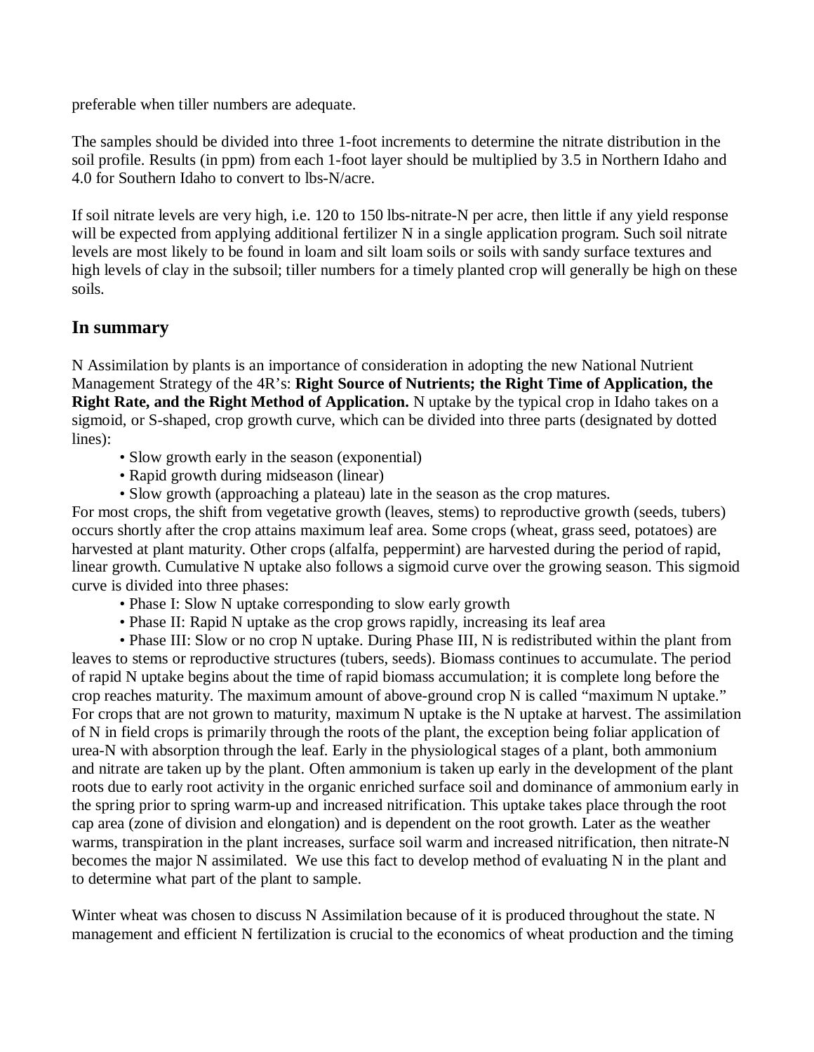preferable when tiller numbers are adequate.

The samples should be divided into three 1-foot increments to determine the nitrate distribution in the soil profile. Results (in ppm) from each 1-foot layer should be multiplied by 3.5 in Northern Idaho and 4.0 for Southern Idaho to convert to lbs-N/acre.

If soil nitrate levels are very high, i.e. 120 to 150 lbs-nitrate-N per acre, then little if any yield response will be expected from applying additional fertilizer N in a single application program. Such soil nitrate levels are most likely to be found in loam and silt loam soils or soils with sandy surface textures and high levels of clay in the subsoil; tiller numbers for a timely planted crop will generally be high on these soils.

## In summary

N Assimilation by plants is an importance of consideration in adopting the new National Nutrient Management Strategy of the 4R's: **Right Source of Nutrients; the Right Time of Application, the Right Rate, and the Right Method of Application.** N uptake by the typical crop in Idaho takes on a sigmoid, or S-shaped, crop growth curve, which can be divided into three parts (designated by dotted lines):

- Slow growth early in the season (exponential)
- Rapid growth during midseason (linear)
- Slow growth (approaching a plateau) late in the season as the crop matures.

For most crops, the shift from vegetative growth (leaves, stems) to reproductive growth (seeds, tubers) occurs shortly after the crop attains maximum leaf area. Some crops (wheat, grass seed, potatoes) are harvested at plant maturity. Other crops (alfalfa, peppermint) are harvested during the period of rapid, linear growth. Cumulative N uptake also follows a sigmoid curve over the growing season. This sigmoid curve is divided into three phases:

- Phase I: Slow N uptake corresponding to slow early growth
- Phase II: Rapid N uptake as the crop grows rapidly, increasing its leaf area
- Phase III: Slow or no crop N uptake. During Phase III, N is redistributed within the plant from leaves to stems or reproductive structures (tubers, seeds). Biomass continues to accumulate. The period of rapid N uptake begins about the time of rapid biomass accumulation; it is complete long before the crop reaches maturity. The maximum amount of above-ground crop N is called "maximum N uptake." For crops that are not grown to maturity, maximum N uptake is the N uptake at harvest. The assimilation of N in field crops is primarily through the roots of the plant, the exception being foliar application of urea-N with absorption through the leaf. Early in the physiological stages of a plant, both ammonium and nitrate are taken up by the plant. Often ammonium is taken up early in the development of the plant roots due to early root activity in the organic enriched surface soil and dominance of ammonium early in the spring prior to spring warm-up and increased nitrification. This uptake takes place through the root cap area (zone of division and elongation) and is dependent on the root growth. Later as the weather warms, transpiration in the plant increases, surface soil warm and increased nitrification, then nitrate-N becomes the major N assimilated. We use this fact to develop method of evaluating N in the plant and to determine what part of the plant to sample.

Winter wheat was chosen to discuss N Assimilation because of it is produced throughout the state. N management and efficient N fertilization is crucial to the economics of wheat production and the timing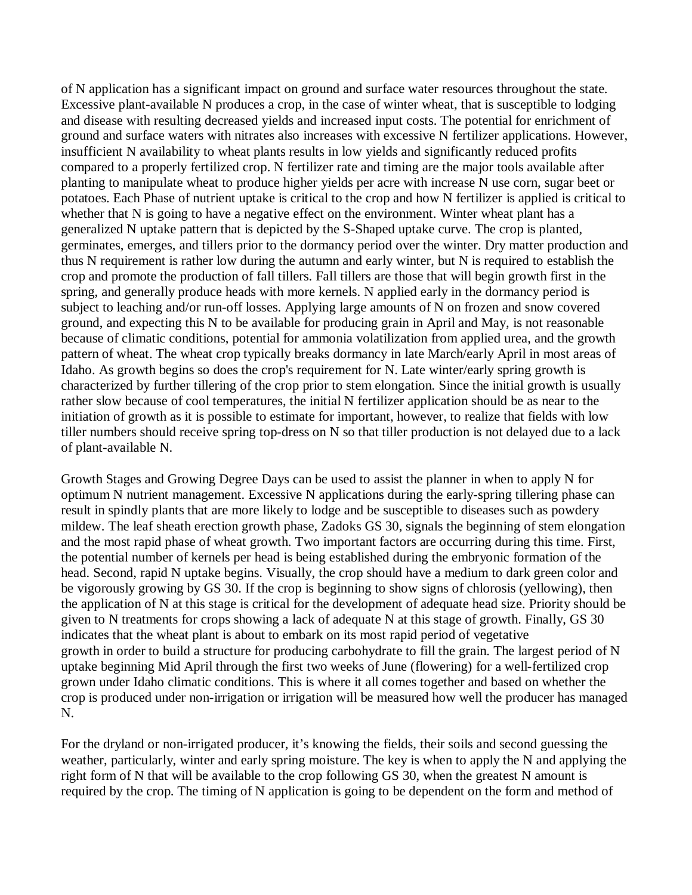of N application has a significant impact on ground and surface water resources throughout the state. Excessive plant-available N produces a crop, in the case of winter wheat, that is susceptible to lodging and disease with resulting decreased yields and increased input costs. The potential for enrichment of ground and surface waters with nitrates also increases with excessive N fertilizer applications. However, insufficient N availability to wheat plants results in low yields and significantly reduced profits compared to a properly fertilized crop. N fertilizer rate and timing are the major tools available after planting to manipulate wheat to produce higher yields per acre with increase N use corn, sugar beet or potatoes. Each Phase of nutrient uptake is critical to the crop and how N fertilizer is applied is critical to whether that N is going to have a negative effect on the environment. Winter wheat plant has a generalized N uptake pattern that is depicted by the S-Shaped uptake curve. The crop is planted, germinates, emerges, and tillers prior to the dormancy period over the winter. Dry matter production and thus N requirement is rather low during the autumn and early winter, but N is required to establish the crop and promote the production of fall tillers. Fall tillers are those that will begin growth first in the spring, and generally produce heads with more kernels. N applied early in the dormancy period is subject to leaching and/or run-off losses. Applying large amounts of N on frozen and snow covered ground, and expecting this N to be available for producing grain in April and May, is not reasonable because of climatic conditions, potential for ammonia volatilization from applied urea, and the growth pattern of wheat. The wheat crop typically breaks dormancy in late March/early April in most areas of Idaho. As growth begins so does the crop's requirement for N. Late winter/early spring growth is characterized by further tillering of the crop prior to stem elongation. Since the initial growth is usually rather slow because of cool temperatures, the initial N fertilizer application should be as near to the initiation of growth as it is possible to estimate for important, however, to realize that fields with low tiller numbers should receive spring top-dress on N so that tiller production is not delayed due to a lack of plant-available N.

Growth Stages and Growing Degree Days can be used to assist the planner in when to apply N for optimum N nutrient management. Excessive N applications during the early-spring tillering phase can result in spindly plants that are more likely to lodge and be susceptible to diseases such as powdery mildew. The leaf sheath erection growth phase, Zadoks GS 30, signals the beginning of stem elongation and the most rapid phase of wheat growth. Two important factors are occurring during this time. First, the potential number of kernels per head is being established during the embryonic formation of the head. Second, rapid N uptake begins. Visually, the crop should have a medium to dark green color and be vigorously growing by GS 30. If the crop is beginning to show signs of chlorosis (yellowing), then the application of N at this stage is critical for the development of adequate head size. Priority should be given to N treatments for crops showing a lack of adequate N at this stage of growth. Finally, GS 30 indicates that the wheat plant is about to embark on its most rapid period of vegetative growth in order to build a structure for producing carbohydrate to fill the grain. The largest period of N uptake beginning Mid April through the first two weeks of June (flowering) for a well-fertilized crop grown under Idaho climatic conditions. This is where it all comes together and based on whether the crop is produced under non-irrigation or irrigation will be measured how well the producer has managed N.

For the dryland or non-irrigated producer, it's knowing the fields, their soils and second guessing the weather, particularly, winter and early spring moisture. The key is when to apply the N and applying the right form of N that will be available to the crop following GS 30, when the greatest N amount is required by the crop. The timing of N application is going to be dependent on the form and method of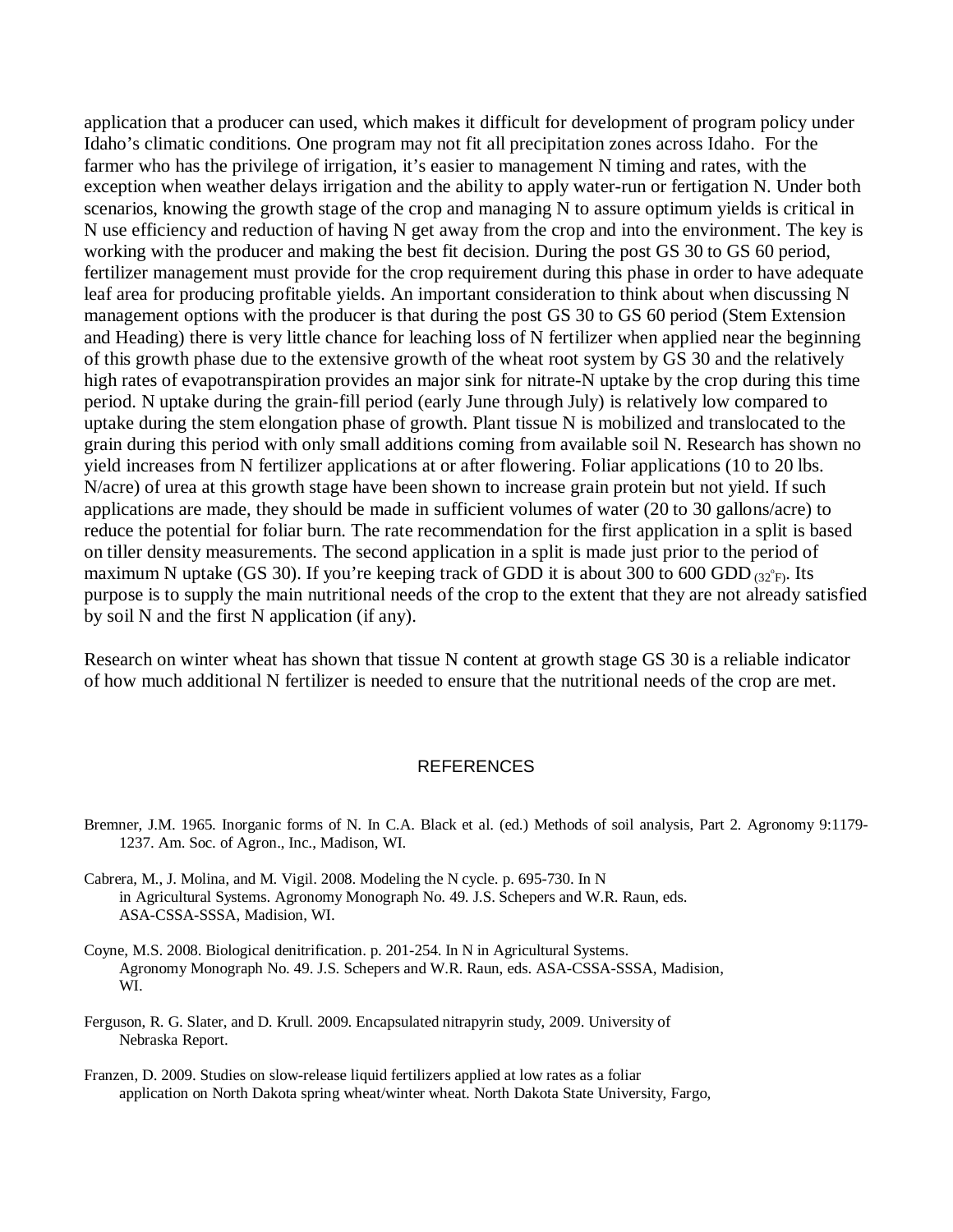application that a producer can used, which makes it difficult for development of program policy under Idaho's climatic conditions. One program may not fit all precipitation zones across Idaho. For the farmer who has the privilege of irrigation, it's easier to management N timing and rates, with the exception when weather delays irrigation and the ability to apply water-run or fertigation N. Under both scenarios, knowing the growth stage of the crop and managing N to assure optimum yields is critical in N use efficiency and reduction of having N get away from the crop and into the environment. The key is working with the producer and making the best fit decision. During the post GS 30 to GS 60 period, fertilizer management must provide for the crop requirement during this phase in order to have adequate leaf area for producing profitable yields. An important consideration to think about when discussing N management options with the producer is that during the post GS 30 to GS 60 period (Stem Extension and Heading) there is very little chance for leaching loss of N fertilizer when applied near the beginning of this growth phase due to the extensive growth of the wheat root system by GS 30 and the relatively high rates of evapotranspiration provides an major sink for nitrate-N uptake by the crop during this time period. N uptake during the grain-fill period (early June through July) is relatively low compared to uptake during the stem elongation phase of growth. Plant tissue N is mobilized and translocated to the grain during this period with only small additions coming from available soil N. Research has shown no yield increases from N fertilizer applications at or after flowering. Foliar applications (10 to 20 lbs. N/acre) of urea at this growth stage have been shown to increase grain protein but not yield. If such applications are made, they should be made in sufficient volumes of water (20 to 30 gallons/acre) to reduce the potential for foliar burn. The rate recommendation for the first application in a split is based on tiller density measurements. The second application in a split is made just prior to the period of maximum N uptake (GS 30). If you're keeping track of GDD it is about 300 to 600 $GDD_{(32^{o}F)}$. Its purpose is to supply the main nutritional needs of the crop to the extent that they are not already satisfied by soil N and the first N application (if any).

Research on winter wheat has shown that tissue N content at growth stage GS 30 is a reliable indicator of how much additional N fertilizer is needed to ensure that the nutritional needs of the crop are met.

## REFERENCES

Bremner, J.M. 1965. Inorganic forms of N. In C.A. Black et al. (ed.) Methods of soil analysis, Part 2. Agronomy 9:1179-1237. Am. Soc. of Agron., Inc., Madison, WI.

Cabrera, M., J. Molina, and M. Vigil. 2008. Modeling the N cycle. p. 695-730. In N in Agricultural Systems. Agronomy Monograph No. 49. J.S. Schepers and W.R. Raun, eds. ASA-CSSA-SSSA, Madision, WI.

Coyne, M.S. 2008. Biological denitrification. p. 201-254. In N in Agricultural Systems. Agronomy Monograph No. 49. J.S. Schepers and W.R. Raun, eds. ASA-CSSA-SSSA, Madision, WI.

Ferguson, R. G. Slater, and D. Krull. 2009. Encapsulated nitrapyrin study, 2009. University of Nebraska Report.

Franzen, D. 2009. Studies on slow-release liquid fertilizers applied at low rates as a foliar application on North Dakota spring wheat/winter wheat. North Dakota State University, Fargo,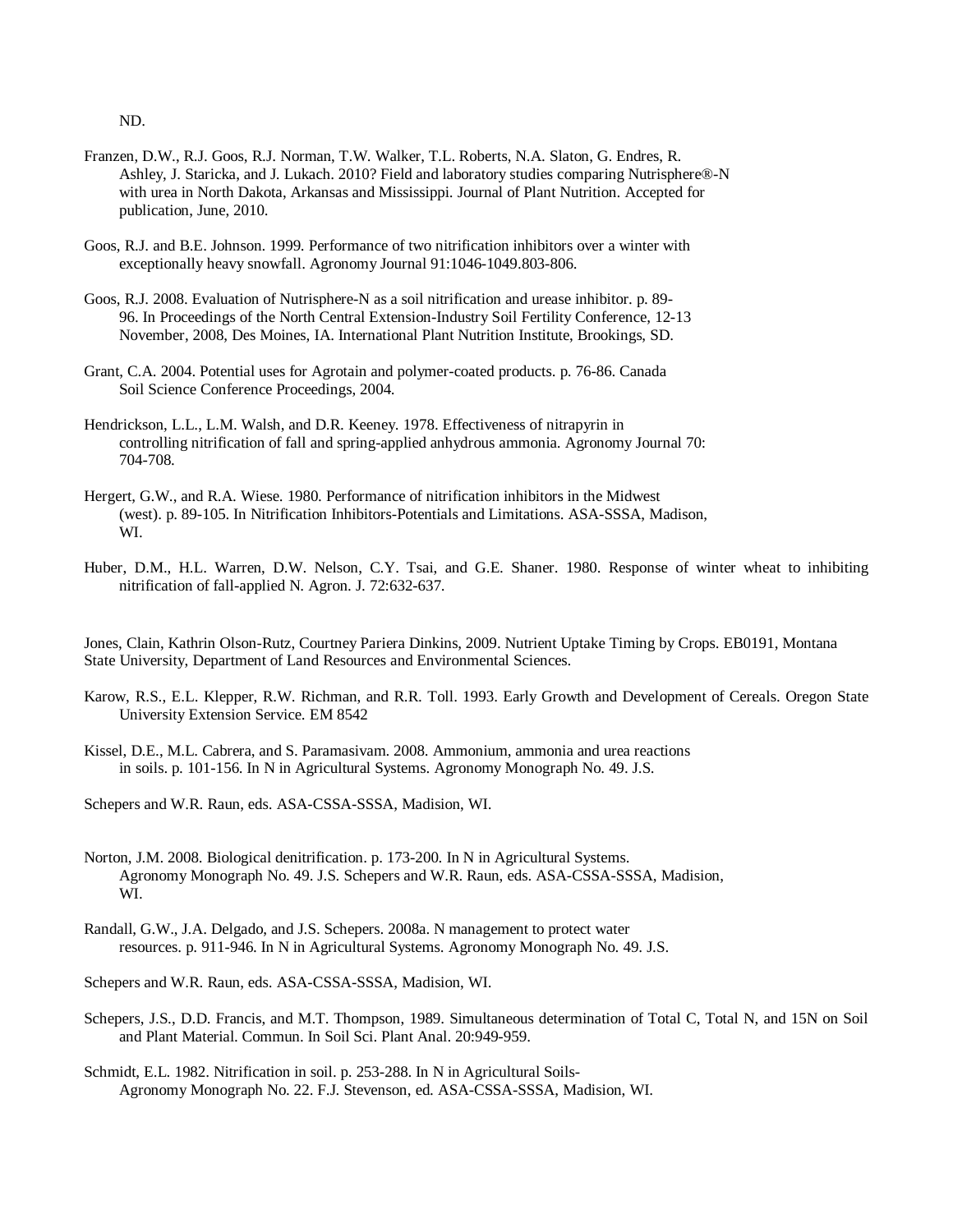ND.

Franzen, D.W., R.J. Goos, R.J. Norman, T.W. Walker, T.L. Roberts, N.A. Slaton, G. Endres, R. Ashley, J. Staricka, and J. Lukach. 2010? Field and laboratory studies comparing Nutrisphere®-N with urea in North Dakota, Arkansas and Mississippi. Journal of Plant Nutrition. Accepted for publication, June, 2010.

Goos, R.J. and B.E. Johnson. 1999. Performance of two nitrification inhibitors over a winter with exceptionally heavy snowfall. Agronomy Journal 91:1046-1049.803-806.

Goos, R.J. 2008. Evaluation of Nutrisphere-N as a soil nitrification and urease inhibitor. p. 89-96. In Proceedings of the North Central Extension-Industry Soil Fertility Conference, 12-13 November, 2008, Des Moines, IA. International Plant Nutrition Institute, Brookings, SD.

Grant, C.A. 2004. Potential uses for Agrotain and polymer-coated products. p. 76-86. Canada Soil Science Conference Proceedings, 2004.

Hendrickson, L.L., L.M. Walsh, and D.R. Keeney. 1978. Effectiveness of nitrapyrin in controlling nitrification of fall and spring-applied anhydrous ammonia. Agronomy Journal 70: 704-708.

Hergert, G.W., and R.A. Wiese. 1980. Performance of nitrification inhibitors in the Midwest (west). p. 89-105. In Nitrification Inhibitors-Potentials and Limitations. ASA-SSSA, Madison, WI.

Huber, D.M., H.L. Warren, D.W. Nelson, C.Y. Tsai, and G.E. Shaner. 1980. Response of winter wheat to inhibiting nitrification of fall-applied N. Agron. J. 72:632-637.

Jones, Clain, Kathrin Olson-Rutz, Courtney Pariera Dinkins, 2009. Nutrient Uptake Timing by Crops. EB0191, Montana State University, Department of Land Resources and Environmental Sciences.

Karow, R.S., E.L. Klepper, R.W. Richman, and R.R. Toll. 1993. Early Growth and Development of Cereals. Oregon State University Extension Service. EM 8542

Kissel, D.E., M.L. Cabrera, and S. Paramasivam. 2008. Ammonium, ammonia and urea reactions in soils. p. 101-156. In N in Agricultural Systems. Agronomy Monograph No. 49. J.S.

Schepers and W.R. Raun, eds. ASA-CSSA-SSSA, Madison, WI.

Norton, J.M. 2008. Biological denitrification. p. 173-200. In N in Agricultural Systems. Agronomy Monograph No. 49. J.S. Schepers and W.R. Raun, eds. ASA-CSSA-SSSA, Madision, WI.

Randall, G.W., J.A. Delgado, and J.S. Schepers. 2008a. N management to protect water resources. p. 911-946. In N in Agricultural Systems. Agronomy Monograph No. 49. J.S.

Schepers and W.R. Raun, eds. ASA-CSSA-SSSA, Madison, WI.

Schepers, J.S., D.D. Francis, and M.T. Thompson, 1989. Simultaneous determination of Total C, Total N, and 15N on Soil and Plant Material. Commun. In Soil Sci. Plant Anal. 20:949-959.

Schmidt, E.L. 1982. Nitrification in soil. p. 253-288. In N in Agricultural Soils-Agronomy Monograph No. 22. F.J. Stevenson, ed. ASA-CSSA-SSSA, Madison, WI.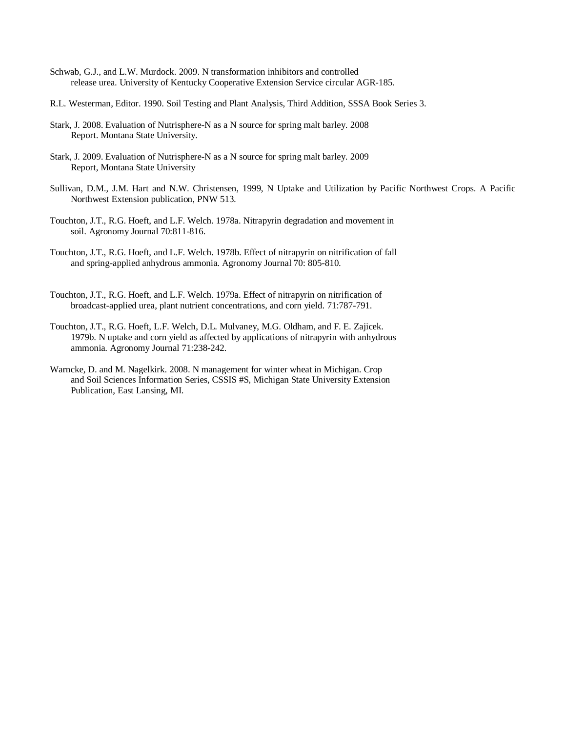Schwab, G.J., and L.W. Murdock. 2009. N transformation inhibitors and controlled release urea. University of Kentucky Cooperative Extension Service circular AGR-185.

R.L. Westerman, Editor. 1990. Soil Testing and Plant Analysis, Third Addition, SSSA Book Series 3.

Stark, J. 2008. Evaluation of Nutrisphere-N as a N source for spring malt barley. 2008 Report. Montana State University.

Stark, J. 2009. Evaluation of Nutrisphere-N as a N source for spring malt barley. 2009 Report, Montana State University

Sullivan, D.M., J.M. Hart and N.W. Christensen, 1999, N Uptake and Utilization by Pacific Northwest Crops. A Pacific Northwest Extension publication, PNW 513.

Touchton, J.T., R.G. Hoeft, and L.F. Welch. 1978a. Nitrapyrin degradation and movement in soil. Agronomy Journal 70:811-816.

Touchton, J.T., R.G. Hoeft, and L.F. Welch. 1978b. Effect of nitrapyrin on nitrification of fall and spring-applied anhydrous ammonia. Agronomy Journal 70: 805-810.

Touchton, J.T., R.G. Hoeft, and L.F. Welch. 1979a. Effect of nitrapyrin on nitrification of broadcast-applied urea, plant nutrient concentrations, and corn yield. 71:787-791.

Touchton, J.T., R.G. Hoeft, L.F. Welch, D.L. Mulvaney, M.G. Oldham, and F. E. Zajicek. 1979b. N uptake and corn yield as affected by applications of nitrapyrin with anhydrous ammonia. Agronomy Journal 71:238-242.

Warncke, D. and M. Nagelkirk. 2008. N management for winter wheat in Michigan. Crop and Soil Sciences Information Series, CSSIS #S, Michigan State University Extension Publication, East Lansing, MI.